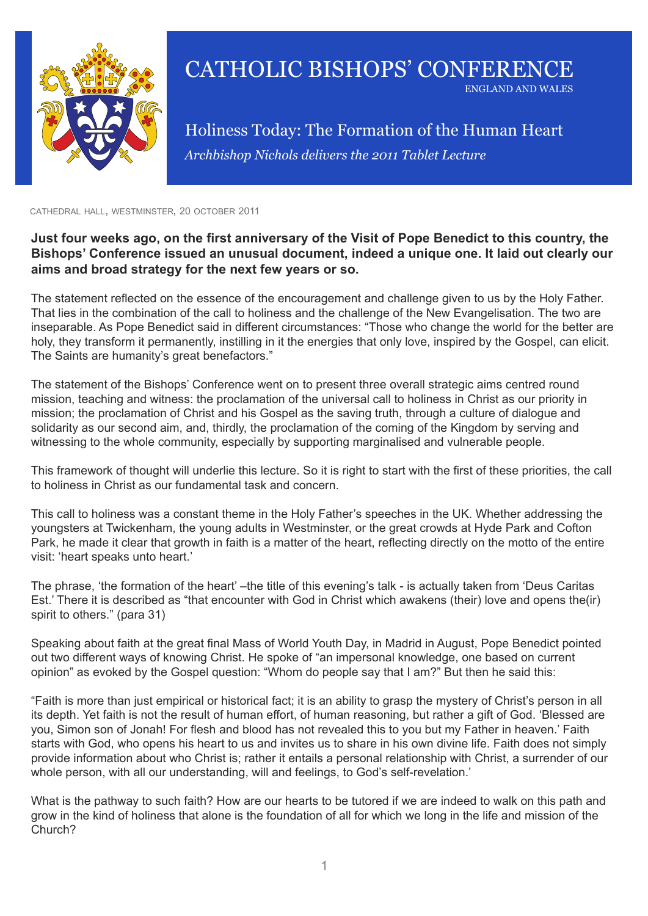# CATHOLIC BISHOPS' CONFERENCE

ENGLAND AND WALES

## Holiness Today: The Formation of the Human Heart

*Archbishop Nichols delivers the 2011 Tablet Lecture*

CATHEDRAL HALL, WESTMINSTER, 20 OCTOBER 2011

**Just four weeks ago, on the first anniversary of the Visit of Pope Benedict to this country, the Bishops' Conference issued an unusual document, indeed a unique one. It laid out clearly our aims and broad strategy for the next few years or so.**

The statement reflected on the essence of the encouragement and challenge given to us by the Holy Father. That lies in the combination of the call to holiness and the challenge of the New Evangelisation. The two are inseparable. As Pope Benedict said in different circumstances: "Those who change the world for the better are holy, they transform it permanently, instilling in it the energies that only love, inspired by the Gospel, can elicit. The Saints are humanity's great benefactors."

The statement of the Bishops' Conference went on to present three overall strategic aims centred round mission, teaching and witness: the proclamation of the universal call to holiness in Christ as our priority in mission; the proclamation of Christ and his Gospel as the saving truth, through a culture of dialogue and solidarity as our second aim, and, thirdly, the proclamation of the coming of the Kingdom by serving and witnessing to the whole community, especially by supporting marginalised and vulnerable people.

This framework of thought will underlie this lecture. So it is right to start with the first of these priorities, the call to holiness in Christ as our fundamental task and concern.

This call to holiness was a constant theme in the Holy Father's speeches in the UK. Whether addressing the youngsters at Twickenham, the young adults in Westminster, or the great crowds at Hyde Park and Cofton Park, he made it clear that growth in faith is a matter of the heart, reflecting directly on the motto of the entire visit: 'heart speaks unto heart.'

The phrase, 'the formation of the heart' –the title of this evening's talk - is actually taken from 'Deus Caritas Est.' There it is described as "that encounter with God in Christ which awakens (their) love and opens the(ir) spirit to others." (para 31)

Speaking about faith at the great final Mass of World Youth Day, in Madrid in August, Pope Benedict pointed out two different ways of knowing Christ. He spoke of "an impersonal knowledge, one based on current opinion" as evoked by the Gospel question: "Whom do people say that I am?" But then he said this:

"Faith is more than just empirical or historical fact; it is an ability to grasp the mystery of Christ's person in all its depth. Yet faith is not the result of human effort, of human reasoning, but rather a gift of God. 'Blessed are you, Simon son of Jonah! For flesh and blood has not revealed this to you but my Father in heaven.' Faith starts with God, who opens his heart to us and invites us to share in his own divine life. Faith does not simply provide information about who Christ is; rather it entails a personal relationship with Christ, a surrender of our whole person, with all our understanding, will and feelings, to God's self-revelation.'

What is the pathway to such faith? How are our hearts to be tutored if we are indeed to walk on this path and grow in the kind of holiness that alone is the foundation of all for which we long in the life and mission of the Church?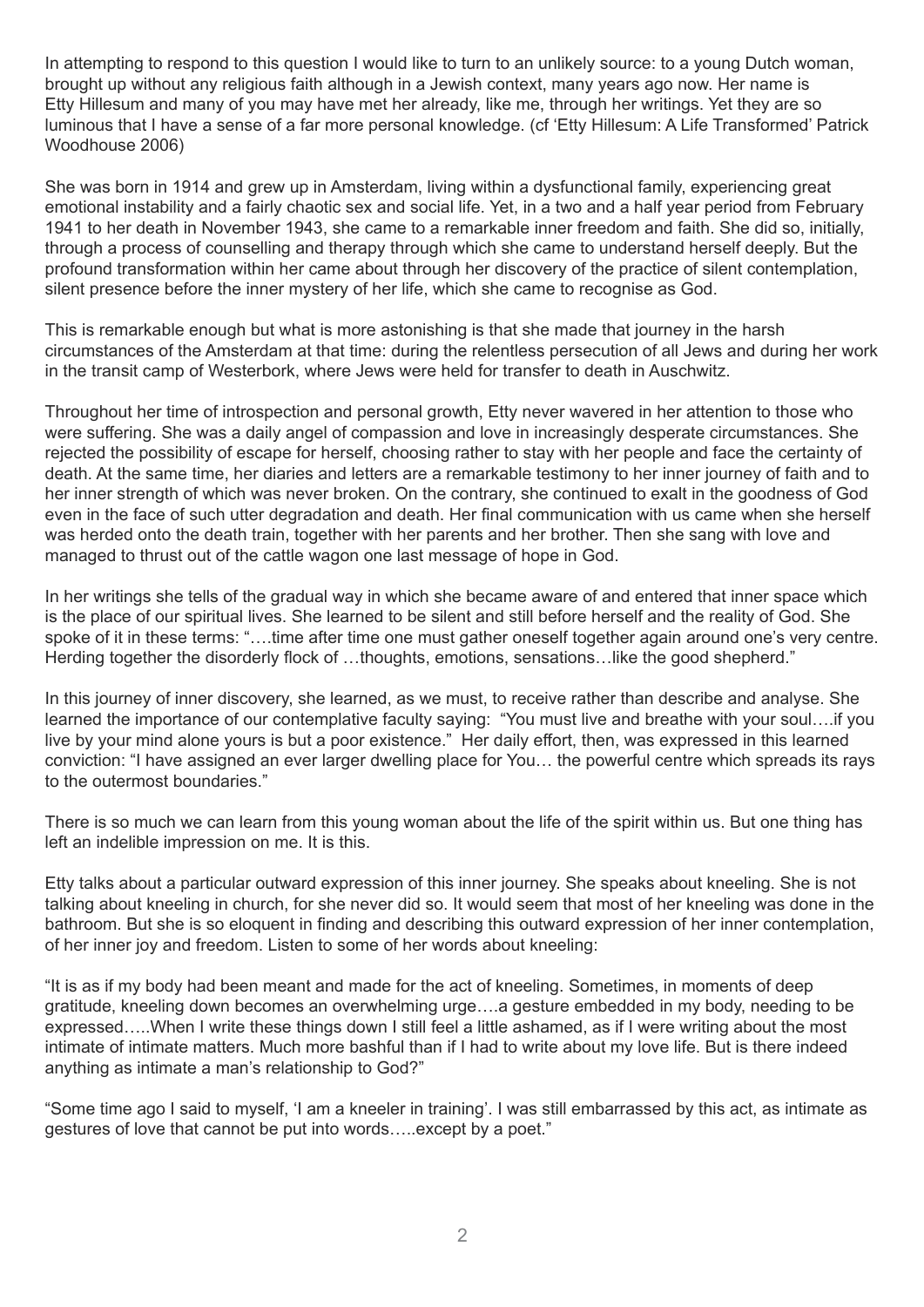In attempting to respond to this question I would like to turn to an unlikely source: to a young Dutch woman, brought up without any religious faith although in a Jewish context, many years ago now. Her name is Etty Hillesum and many of you may have met her already, like me, through her writings. Yet they are so luminous that I have a sense of a far more personal knowledge. (cf 'Etty Hillesum: A Life Transformed' Patrick Woodhouse 2006)

She was born in 1914 and grew up in Amsterdam, living within a dysfunctional family, experiencing great emotional instability and a fairly chaotic sex and social life. Yet, in a two and a half year period from February 1941 to her death in November 1943, she came to a remarkable inner freedom and faith. She did so, initially, through a process of counselling and therapy through which she came to understand herself deeply. But the profound transformation within her came about through her discovery of the practice of silent contemplation, silent presence before the inner mystery of her life, which she came to recognise as God.

This is remarkable enough but what is more astonishing is that she made that journey in the harsh circumstances of the Amsterdam at that time: during the relentless persecution of all Jews and during her work in the transit camp of Westerbork, where Jews were held for transfer to death in Auschwitz.

Throughout her time of introspection and personal growth, Etty never wavered in her attention to those who were suffering. She was a daily angel of compassion and love in increasingly desperate circumstances. She rejected the possibility of escape for herself, choosing rather to stay with her people and face the certainty of death. At the same time, her diaries and letters are a remarkable testimony to her inner journey of faith and to her inner strength of which was never broken. On the contrary, she continued to exalt in the goodness of God even in the face of such utter degradation and death. Her final communication with us came when she herself was herded onto the death train, together with her parents and her brother. Then she sang with love and managed to thrust out of the cattle wagon one last message of hope in God.

In her writings she tells of the gradual way in which she became aware of and entered that inner space which is the place of our spiritual lives. She learned to be silent and still before herself and the reality of God. She spoke of it in these terms: "….time after time one must gather oneself together again around one's very centre. Herding together the disorderly flock of …thoughts, emotions, sensations…like the good shepherd."

In this journey of inner discovery, she learned, as we must, to receive rather than describe and analyse. She learned the importance of our contemplative faculty saying: "You must live and breathe with your soul….if you live by your mind alone yours is but a poor existence." Her daily effort, then, was expressed in this learned conviction: "I have assigned an ever larger dwelling place for You… the powerful centre which spreads its rays to the outermost boundaries."

There is so much we can learn from this young woman about the life of the spirit within us. But one thing has left an indelible impression on me. It is this.

Etty talks about a particular outward expression of this inner journey. She speaks about kneeling. She is not talking about kneeling in church, for she never did so. It would seem that most of her kneeling was done in the bathroom. But she is so eloquent in finding and describing this outward expression of her inner contemplation, of her inner joy and freedom. Listen to some of her words about kneeling:

"It is as if my body had been meant and made for the act of kneeling. Sometimes, in moments of deep gratitude, kneeling down becomes an overwhelming urge….a gesture embedded in my body, needing to be expressed…..When I write these things down I still feel a little ashamed, as if I were writing about the most intimate of intimate matters. Much more bashful than if I had to write about my love life. But is there indeed anything as intimate a man's relationship to God?"

"Some time ago I said to myself, 'I am a kneeler in training'. I was still embarrassed by this act, as intimate as gestures of love that cannot be put into words…..except by a poet."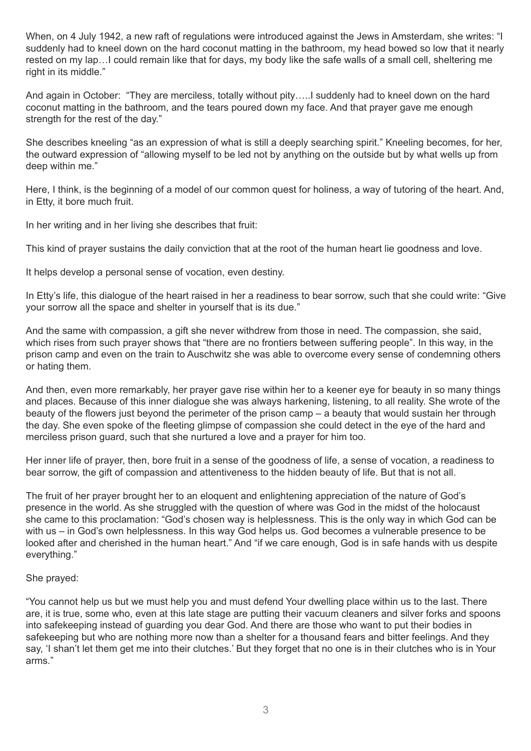When, on 4 July 1942, a new raft of regulations were introduced against the Jews in Amsterdam, she writes: "I suddenly had to kneel down on the hard coconut matting in the bathroom, my head bowed so low that it nearly rested on my lap…I could remain like that for days, my body like the safe walls of a small cell, sheltering me right in its middle."

And again in October: "They are merciless, totally without pity…..I suddenly had to kneel down on the hard coconut matting in the bathroom, and the tears poured down my face. And that prayer gave me enough strength for the rest of the day."

She describes kneeling "as an expression of what is still a deeply searching spirit." Kneeling becomes, for her, the outward expression of "allowing myself to be led not by anything on the outside but by what wells up from deep within me."

Here, I think, is the beginning of a model of our common quest for holiness, a way of tutoring of the heart. And, in Etty, it bore much fruit.

In her writing and in her living she describes that fruit:

This kind of prayer sustains the daily conviction that at the root of the human heart lie goodness and love.

It helps develop a personal sense of vocation, even destiny.

In Etty's life, this dialogue of the heart raised in her a readiness to bear sorrow, such that she could write: "Give your sorrow all the space and shelter in yourself that is its due."

And the same with compassion, a gift she never withdrew from those in need. The compassion, she said, which rises from such prayer shows that "there are no frontiers between suffering people". In this way, in the prison camp and even on the train to Auschwitz she was able to overcome every sense of condemning others or hating them.

And then, even more remarkably, her prayer gave rise within her to a keener eye for beauty in so many things and places. Because of this inner dialogue she was always harkening, listening, to all reality. She wrote of the beauty of the flowers just beyond the perimeter of the prison camp – a beauty that would sustain her through the day. She even spoke of the fleeting glimpse of compassion she could detect in the eye of the hard and merciless prison guard, such that she nurtured a love and a prayer for him too.

Her inner life of prayer, then, bore fruit in a sense of the goodness of life, a sense of vocation, a readiness to bear sorrow, the gift of compassion and attentiveness to the hidden beauty of life. But that is not all.

The fruit of her prayer brought her to an eloquent and enlightening appreciation of the nature of God's presence in the world. As she struggled with the question of where was God in the midst of the holocaust she came to this proclamation: "God's chosen way is helplessness. This is the only way in which God can be with us – in God's own helplessness. In this way God helps us. God becomes a vulnerable presence to be looked after and cherished in the human heart." And "if we care enough, God is in safe hands with us despite everything."

She prayed:

"You cannot help us but we must help you and must defend Your dwelling place within us to the last. There are, it is true, some who, even at this late stage are putting their vacuum cleaners and silver forks and spoons into safekeeping instead of guarding you dear God. And there are those who want to put their bodies in safekeeping but who are nothing more now than a shelter for a thousand fears and bitter feelings. And they say, 'I shan't let them get me into their clutches.' But they forget that no one is in their clutches who is in Your arms."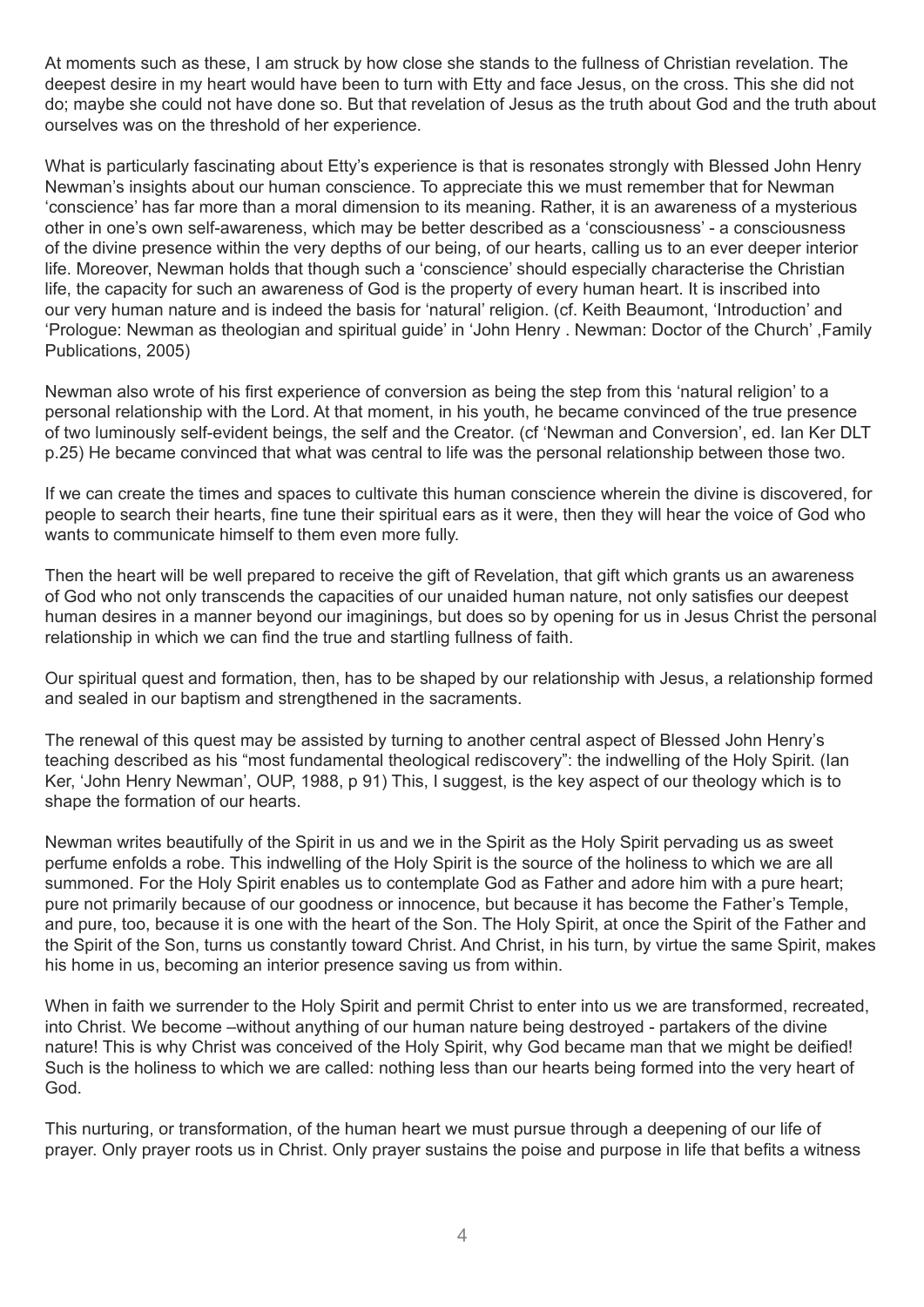At moments such as these, I am struck by how close she stands to the fullness of Christian revelation. The deepest desire in my heart would have been to turn with Etty and face Jesus, on the cross. This she did not do; maybe she could not have done so. But that revelation of Jesus as the truth about God and the truth about ourselves was on the threshold of her experience.

What is particularly fascinating about Etty's experience is that is resonates strongly with Blessed John Henry Newman's insights about our human conscience. To appreciate this we must remember that for Newman 'conscience' has far more than a moral dimension to its meaning. Rather, it is an awareness of a mysterious other in one's own self-awareness, which may be better described as a 'consciousness' - a consciousness of the divine presence within the very depths of our being, of our hearts, calling us to an ever deeper interior life. Moreover, Newman holds that though such a 'conscience' should especially characterise the Christian life, the capacity for such an awareness of God is the property of every human heart. It is inscribed into our very human nature and is indeed the basis for 'natural' religion. (cf. Keith Beaumont, 'Introduction' and 'Prologue: Newman as theologian and spiritual guide' in 'John Henry . Newman: Doctor of the Church' ,Family Publications, 2005)

Newman also wrote of his first experience of conversion as being the step from this 'natural religion' to a personal relationship with the Lord. At that moment, in his youth, he became convinced of the true presence of two luminously self-evident beings, the self and the Creator. (cf 'Newman and Conversion', ed. Ian Ker DLT p.25) He became convinced that what was central to life was the personal relationship between those two.

If we can create the times and spaces to cultivate this human conscience wherein the divine is discovered, for people to search their hearts, fine tune their spiritual ears as it were, then they will hear the voice of God who wants to communicate himself to them even more fully.

Then the heart will be well prepared to receive the gift of Revelation, that gift which grants us an awareness of God who not only transcends the capacities of our unaided human nature, not only satisfies our deepest human desires in a manner beyond our imaginings, but does so by opening for us in Jesus Christ the personal relationship in which we can find the true and startling fullness of faith.

Our spiritual quest and formation, then, has to be shaped by our relationship with Jesus, a relationship formed and sealed in our baptism and strengthened in the sacraments.

The renewal of this quest may be assisted by turning to another central aspect of Blessed John Henry's teaching described as his "most fundamental theological rediscovery": the indwelling of the Holy Spirit. (Ian Ker, 'John Henry Newman', OUP, 1988, p 91) This, I suggest, is the key aspect of our theology which is to shape the formation of our hearts.

Newman writes beautifully of the Spirit in us and we in the Spirit as the Holy Spirit pervading us as sweet perfume enfolds a robe. This indwelling of the Holy Spirit is the source of the holiness to which we are all summoned. For the Holy Spirit enables us to contemplate God as Father and adore him with a pure heart; pure not primarily because of our goodness or innocence, but because it has become the Father's Temple, and pure, too, because it is one with the heart of the Son. The Holy Spirit, at once the Spirit of the Father and the Spirit of the Son, turns us constantly toward Christ. And Christ, in his turn, by virtue the same Spirit, makes his home in us, becoming an interior presence saving us from within.

When in faith we surrender to the Holy Spirit and permit Christ to enter into us we are transformed, recreated, into Christ. We become –without anything of our human nature being destroyed - partakers of the divine nature! This is why Christ was conceived of the Holy Spirit, why God became man that we might be deified! Such is the holiness to which we are called: nothing less than our hearts being formed into the very heart of God.

This nurturing, or transformation, of the human heart we must pursue through a deepening of our life of prayer. Only prayer roots us in Christ. Only prayer sustains the poise and purpose in life that befits a witness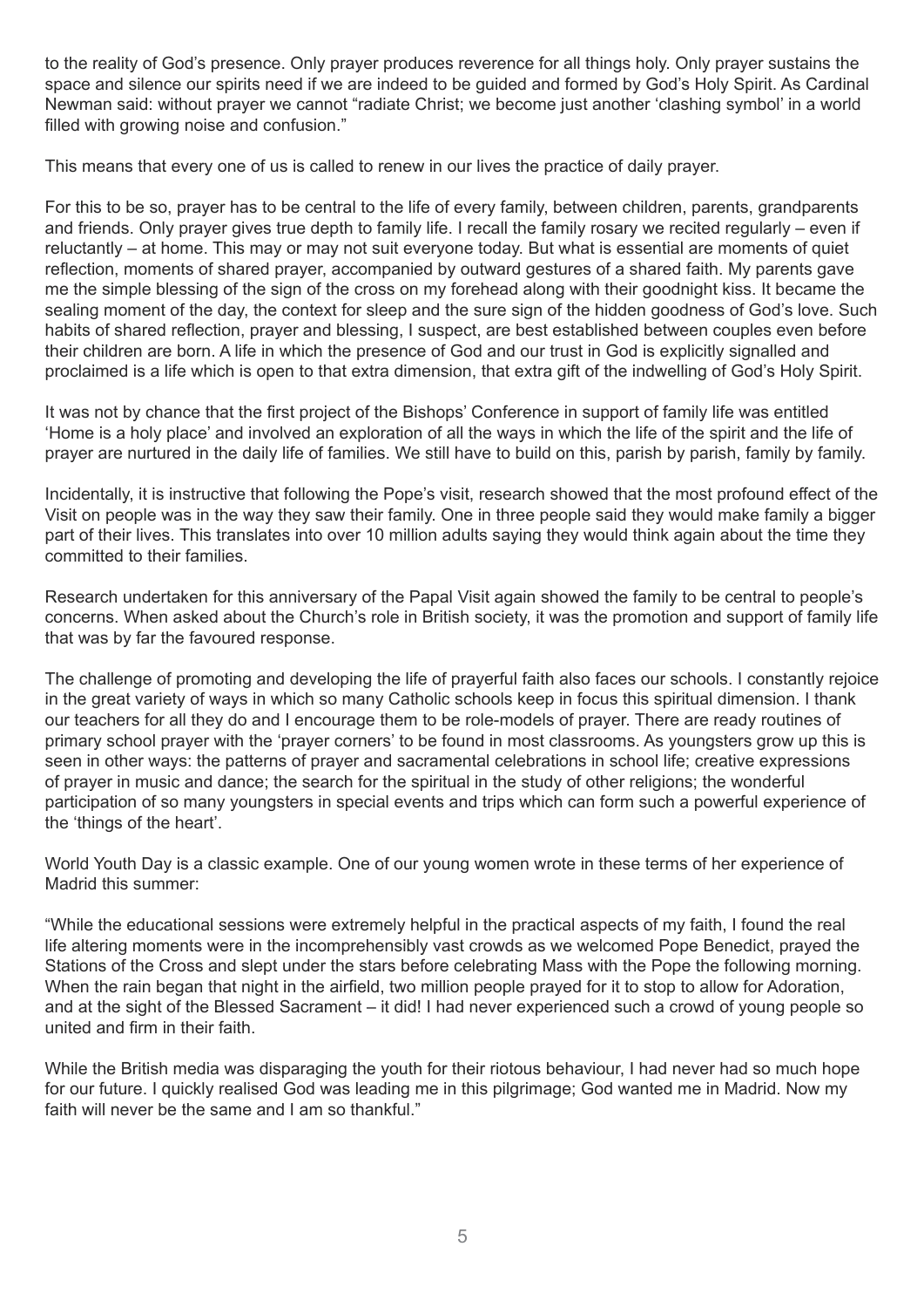to the reality of God's presence. Only prayer produces reverence for all things holy. Only prayer sustains the space and silence our spirits need if we are indeed to be guided and formed by God's Holy Spirit. As Cardinal Newman said: without prayer we cannot "radiate Christ; we become just another 'clashing symbol' in a world filled with growing noise and confusion."

This means that every one of us is called to renew in our lives the practice of daily prayer.

For this to be so, prayer has to be central to the life of every family, between children, parents, grandparents and friends. Only prayer gives true depth to family life. I recall the family rosary we recited regularly – even if reluctantly – at home. This may or may not suit everyone today. But what is essential are moments of quiet reflection, moments of shared prayer, accompanied by outward gestures of a shared faith. My parents gave me the simple blessing of the sign of the cross on my forehead along with their goodnight kiss. It became the sealing moment of the day, the context for sleep and the sure sign of the hidden goodness of God's love. Such habits of shared reflection, prayer and blessing, I suspect, are best established between couples even before their children are born. A life in which the presence of God and our trust in God is explicitly signalled and proclaimed is a life which is open to that extra dimension, that extra gift of the indwelling of God's Holy Spirit.

It was not by chance that the first project of the Bishops' Conference in support of family life was entitled 'Home is a holy place' and involved an exploration of all the ways in which the life of the spirit and the life of prayer are nurtured in the daily life of families. We still have to build on this, parish by parish, family by family.

Incidentally, it is instructive that following the Pope's visit, research showed that the most profound effect of the Visit on people was in the way they saw their family. One in three people said they would make family a bigger part of their lives. This translates into over 10 million adults saying they would think again about the time they committed to their families.

Research undertaken for this anniversary of the Papal Visit again showed the family to be central to people's concerns. When asked about the Church's role in British society, it was the promotion and support of family life that was by far the favoured response.

The challenge of promoting and developing the life of prayerful faith also faces our schools. I constantly rejoice in the great variety of ways in which so many Catholic schools keep in focus this spiritual dimension. I thank our teachers for all they do and I encourage them to be role-models of prayer. There are ready routines of primary school prayer with the 'prayer corners' to be found in most classrooms. As youngsters grow up this is seen in other ways: the patterns of prayer and sacramental celebrations in school life; creative expressions of prayer in music and dance; the search for the spiritual in the study of other religions; the wonderful participation of so many youngsters in special events and trips which can form such a powerful experience of the 'things of the heart'.

World Youth Day is a classic example. One of our young women wrote in these terms of her experience of Madrid this summer:

"While the educational sessions were extremely helpful in the practical aspects of my faith, I found the real life altering moments were in the incomprehensibly vast crowds as we welcomed Pope Benedict, prayed the Stations of the Cross and slept under the stars before celebrating Mass with the Pope the following morning. When the rain began that night in the airfield, two million people prayed for it to stop to allow for Adoration, and at the sight of the Blessed Sacrament – it did! I had never experienced such a crowd of young people so united and firm in their faith.

While the British media was disparaging the youth for their riotous behaviour, I had never had so much hope for our future. I quickly realised God was leading me in this pilgrimage; God wanted me in Madrid. Now my faith will never be the same and I am so thankful."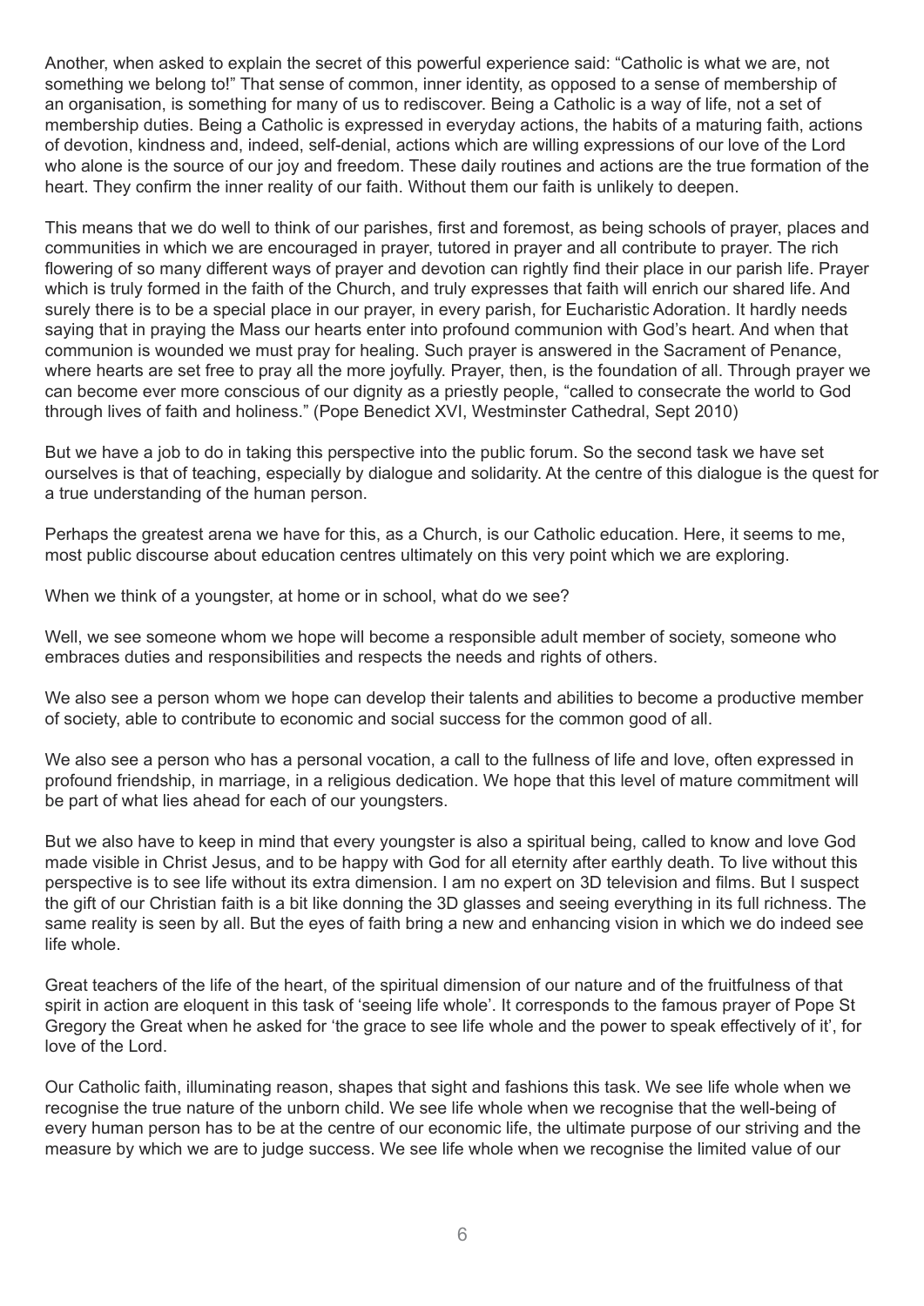Another, when asked to explain the secret of this powerful experience said: "Catholic is what we are, not something we belong to!" That sense of common, inner identity, as opposed to a sense of membership of an organisation, is something for many of us to rediscover. Being a Catholic is a way of life, not a set of membership duties. Being a Catholic is expressed in everyday actions, the habits of a maturing faith, actions of devotion, kindness and, indeed, self-denial, actions which are willing expressions of our love of the Lord who alone is the source of our joy and freedom. These daily routines and actions are the true formation of the heart. They confirm the inner reality of our faith. Without them our faith is unlikely to deepen.

This means that we do well to think of our parishes, first and foremost, as being schools of prayer, places and communities in which we are encouraged in prayer, tutored in prayer and all contribute to prayer. The rich flowering of so many different ways of prayer and devotion can rightly find their place in our parish life. Prayer which is truly formed in the faith of the Church, and truly expresses that faith will enrich our shared life. And surely there is to be a special place in our prayer, in every parish, for Eucharistic Adoration. It hardly needs saying that in praying the Mass our hearts enter into profound communion with God's heart. And when that communion is wounded we must pray for healing. Such prayer is answered in the Sacrament of Penance, where hearts are set free to pray all the more joyfully. Prayer, then, is the foundation of all. Through prayer we can become ever more conscious of our dignity as a priestly people, "called to consecrate the world to God through lives of faith and holiness." (Pope Benedict XVI, Westminster Cathedral, Sept 2010)

But we have a job to do in taking this perspective into the public forum. So the second task we have set ourselves is that of teaching, especially by dialogue and solidarity. At the centre of this dialogue is the quest for a true understanding of the human person.

Perhaps the greatest arena we have for this, as a Church, is our Catholic education. Here, it seems to me, most public discourse about education centres ultimately on this very point which we are exploring.

When we think of a youngster, at home or in school, what do we see?

Well, we see someone whom we hope will become a responsible adult member of society, someone who embraces duties and responsibilities and respects the needs and rights of others.

We also see a person whom we hope can develop their talents and abilities to become a productive member of society, able to contribute to economic and social success for the common good of all.

We also see a person who has a personal vocation, a call to the fullness of life and love, often expressed in profound friendship, in marriage, in a religious dedication. We hope that this level of mature commitment will be part of what lies ahead for each of our youngsters.

But we also have to keep in mind that every youngster is also a spiritual being, called to know and love God made visible in Christ Jesus, and to be happy with God for all eternity after earthly death. To live without this perspective is to see life without its extra dimension. I am no expert on 3D television and films. But I suspect the gift of our Christian faith is a bit like donning the 3D glasses and seeing everything in its full richness. The same reality is seen by all. But the eyes of faith bring a new and enhancing vision in which we do indeed see life whole.

Great teachers of the life of the heart, of the spiritual dimension of our nature and of the fruitfulness of that spirit in action are eloquent in this task of 'seeing life whole'. It corresponds to the famous prayer of Pope St Gregory the Great when he asked for 'the grace to see life whole and the power to speak effectively of it', for love of the Lord.

Our Catholic faith, illuminating reason, shapes that sight and fashions this task. We see life whole when we recognise the true nature of the unborn child. We see life whole when we recognise that the well-being of every human person has to be at the centre of our economic life, the ultimate purpose of our striving and the measure by which we are to judge success. We see life whole when we recognise the limited value of our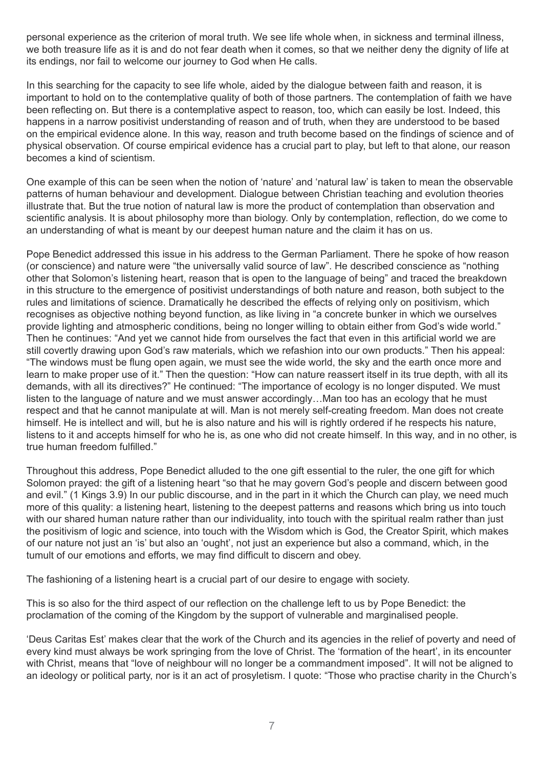personal experience as the criterion of moral truth. We see life whole when, in sickness and terminal illness, we both treasure life as it is and do not fear death when it comes, so that we neither deny the dignity of life at its endings, nor fail to welcome our journey to God when He calls.

In this searching for the capacity to see life whole, aided by the dialogue between faith and reason, it is important to hold on to the contemplative quality of both of those partners. The contemplation of faith we have been reflecting on. But there is a contemplative aspect to reason, too, which can easily be lost. Indeed, this happens in a narrow positivist understanding of reason and of truth, when they are understood to be based on the empirical evidence alone. In this way, reason and truth become based on the findings of science and of physical observation. Of course empirical evidence has a crucial part to play, but left to that alone, our reason becomes a kind of scientism.

One example of this can be seen when the notion of 'nature' and 'natural law' is taken to mean the observable patterns of human behaviour and development. Dialogue between Christian teaching and evolution theories illustrate that. But the true notion of natural law is more the product of contemplation than observation and scientific analysis. It is about philosophy more than biology. Only by contemplation, reflection, do we come to an understanding of what is meant by our deepest human nature and the claim it has on us.

Pope Benedict addressed this issue in his address to the German Parliament. There he spoke of how reason (or conscience) and nature were "the universally valid source of law". He described conscience as "nothing other that Solomon's listening heart, reason that is open to the language of being" and traced the breakdown in this structure to the emergence of positivist understandings of both nature and reason, both subject to the rules and limitations of science. Dramatically he described the effects of relying only on positivism, which recognises as objective nothing beyond function, as like living in "a concrete bunker in which we ourselves provide lighting and atmospheric conditions, being no longer willing to obtain either from God's wide world." Then he continues: "And yet we cannot hide from ourselves the fact that even in this artificial world we are still covertly drawing upon God's raw materials, which we refashion into our own products." Then his appeal: "The windows must be flung open again, we must see the wide world, the sky and the earth once more and learn to make proper use of it." Then the question: "How can nature reassert itself in its true depth, with all its demands, with all its directives?" He continued: "The importance of ecology is no longer disputed. We must listen to the language of nature and we must answer accordingly…Man too has an ecology that he must respect and that he cannot manipulate at will. Man is not merely self-creating freedom. Man does not create himself. He is intellect and will, but he is also nature and his will is rightly ordered if he respects his nature, listens to it and accepts himself for who he is, as one who did not create himself. In this way, and in no other, is true human freedom fulfilled."

Throughout this address, Pope Benedict alluded to the one gift essential to the ruler, the one gift for which Solomon prayed: the gift of a listening heart "so that he may govern God's people and discern between good and evil." (1 Kings 3.9) In our public discourse, and in the part in it which the Church can play, we need much more of this quality: a listening heart, listening to the deepest patterns and reasons which bring us into touch with our shared human nature rather than our individuality, into touch with the spiritual realm rather than just the positivism of logic and science, into touch with the Wisdom which is God, the Creator Spirit, which makes of our nature not just an 'is' but also an 'ought', not just an experience but also a command, which, in the tumult of our emotions and efforts, we may find difficult to discern and obey.

The fashioning of a listening heart is a crucial part of our desire to engage with society.

This is so also for the third aspect of our reflection on the challenge left to us by Pope Benedict: the proclamation of the coming of the Kingdom by the support of vulnerable and marginalised people.

'Deus Caritas Est' makes clear that the work of the Church and its agencies in the relief of poverty and need of every kind must always be work springing from the love of Christ. The 'formation of the heart', in its encounter with Christ, means that "love of neighbour will no longer be a commandment imposed". It will not be aligned to an ideology or political party, nor is it an act of prosyletism. I quote: "Those who practise charity in the Church's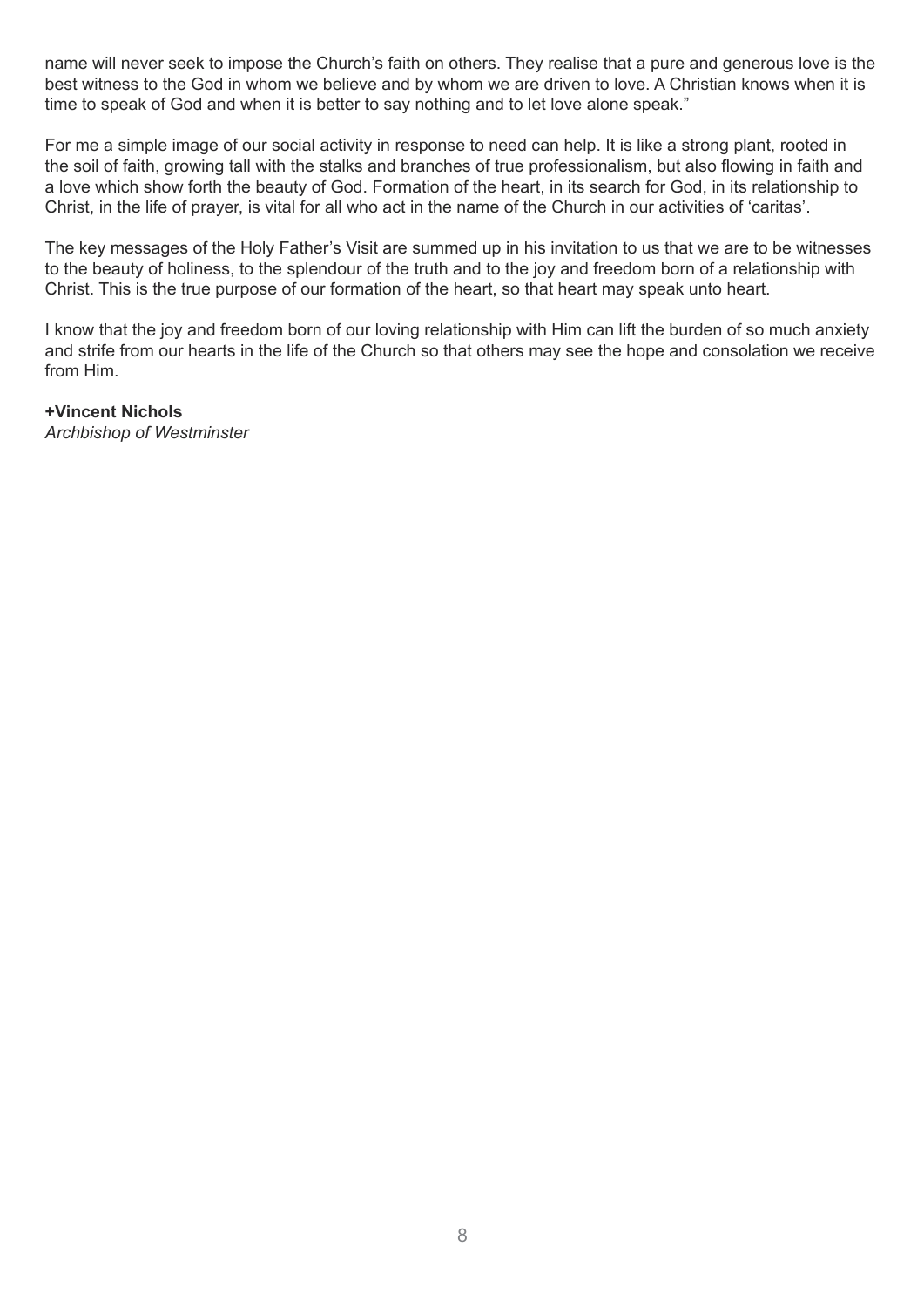name will never seek to impose the Church's faith on others. They realise that a pure and generous love is the best witness to the God in whom we believe and by whom we are driven to love. A Christian knows when it is time to speak of God and when it is better to say nothing and to let love alone speak."

For me a simple image of our social activity in response to need can help. It is like a strong plant, rooted in the soil of faith, growing tall with the stalks and branches of true professionalism, but also flowing in faith and a love which show forth the beauty of God. Formation of the heart, in its search for God, in its relationship to Christ, in the life of prayer, is vital for all who act in the name of the Church in our activities of 'caritas'.

The key messages of the Holy Father's Visit are summed up in his invitation to us that we are to be witnesses to the beauty of holiness, to the splendour of the truth and to the joy and freedom born of a relationship with Christ. This is the true purpose of our formation of the heart, so that heart may speak unto heart.

I know that the joy and freedom born of our loving relationship with Him can lift the burden of so much anxiety and strife from our hearts in the life of the Church so that others may see the hope and consolation we receive from Him.

**+Vincent Nichols**
*Archbishop of Westminster*